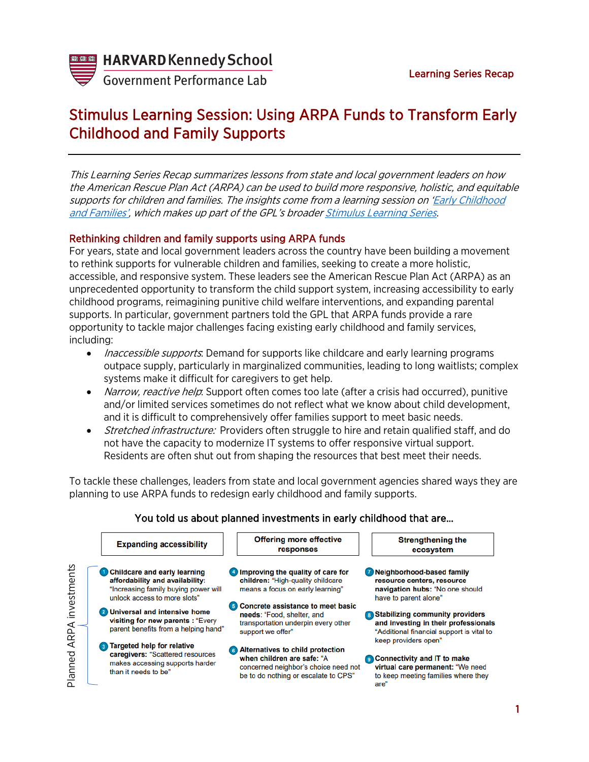HARVARD Kennedy School
Government Performance Lab

Learning Series Recap

# Stimulus Learning Session: Using ARPA Funds to Transform Early Childhood and Family Supports

*This Learning Series Recap summarizes lessons from state and local government leaders on how the American Rescue Plan Act (ARPA) can be used to build more responsive, holistic, and equitable supports for children and families. The insights come from a learning session on 'Early Childhood and Families', which makes up part of the GPL's broader Stimulus Learning Series.*

## Rethinking children and family supports using ARPA funds

For years, state and local government leaders across the country have been building a movement to rethink supports for vulnerable children and families, seeking to create a more holistic, accessible, and responsive system. These leaders see the American Rescue Plan Act (ARPA) as an unprecedented opportunity to transform the child support system, increasing accessibility to early childhood programs, reimagining punitive child welfare interventions, and expanding parental supports. In particular, government partners told the GPL that ARPA funds provide a rare opportunity to tackle major challenges facing existing early childhood and family services, including:

- *Inaccessible supports*: Demand for supports like childcare and early learning programs outpace supply, particularly in marginalized communities, leading to long waitlists; complex systems make it difficult for caregivers to get help.
- *Narrow, reactive help*: Support often comes too late (after a crisis had occurred), punitive and/or limited services sometimes do not reflect what we know about child development, and it is difficult to comprehensively offer families support to meet basic needs.
- *Stretched infrastructure:* Providers often struggle to hire and retain qualified staff, and do not have the capacity to modernize IT systems to offer responsive virtual support. Residents are often shut out from shaping the resources that best meet their needs.

To tackle these challenges, leaders from state and local government agencies shared ways they are planning to use ARPA funds to redesign early childhood and family supports.

**You told us about planned investments in early childhood that are…**

*Planned ARPA investments*

**Expanding accessibility**

1. **Childcare and early learning affordability and availability**: "Increasing family buying power will unlock access to more slots"
2. **Universal and intensive home visiting for new parents** : "Every parent benefits from a helping hand"
3. **Targeted help for relative caregivers:** "Scattered resources makes accessing supports harder than it needs to be"

**Offering more effective responses**

4. **Improving the quality of care for children:** "High-quality childcare means a focus on early learning"
5. **Concrete assistance to meet basic needs**: "Food, shelter, and transportation underpin every other support we offer"
6. **Alternatives to child protection when children are safe:** "A concerned neighbor's choice need not be to do nothing or escalate to CPS"

**Strengthening the ecosystem**

7. **Neighborhood-based family resource centers, resource navigation hubs:** "No one should have to parent alone"
8. **Stabilizing community providers and investing in their professionals** "Additional financial support is vital to keep providers open"
9. **Connectivity and IT to make virtual care permanent:** "We need to keep meeting families where they are"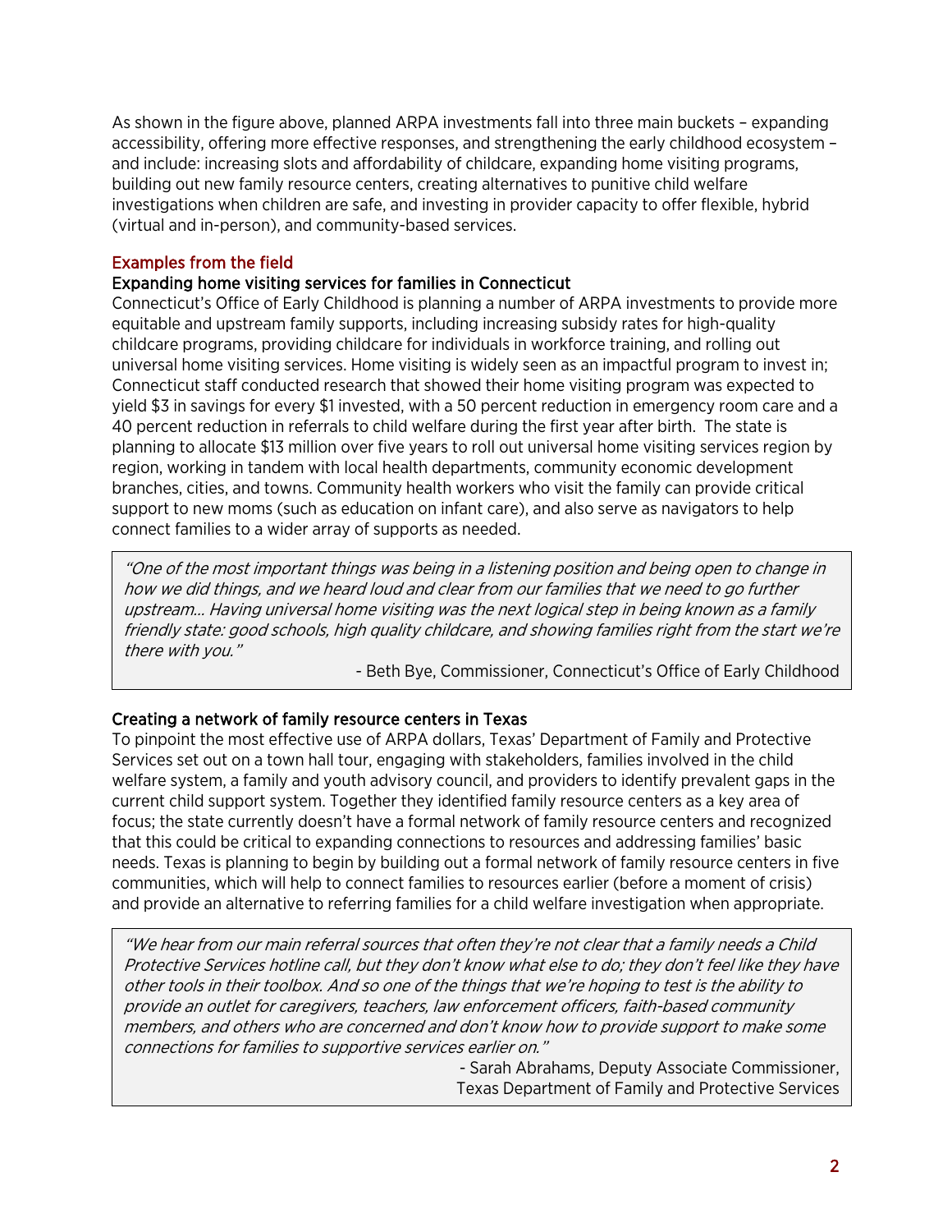As shown in the figure above, planned ARPA investments fall into three main buckets – expanding accessibility, offering more effective responses, and strengthening the early childhood ecosystem – and include: increasing slots and affordability of childcare, expanding home visiting programs, building out new family resource centers, creating alternatives to punitive child welfare investigations when children are safe, and investing in provider capacity to offer flexible, hybrid (virtual and in-person), and community-based services.

## Examples from the field

### Expanding home visiting services for families in Connecticut

Connecticut's Office of Early Childhood is planning a number of ARPA investments to provide more equitable and upstream family supports, including increasing subsidy rates for high-quality childcare programs, providing childcare for individuals in workforce training, and rolling out universal home visiting services. Home visiting is widely seen as an impactful program to invest in; Connecticut staff conducted research that showed their home visiting program was expected to yield $3 in savings for every $1 invested, with a 50 percent reduction in emergency room care and a 40 percent reduction in referrals to child welfare during the first year after birth. The state is planning to allocate $13 million over five years to roll out universal home visiting services region by region, working in tandem with local health departments, community economic development branches, cities, and towns. Community health workers who visit the family can provide critical support to new moms (such as education on infant care), and also serve as navigators to help connect families to a wider array of supports as needed.

> *"One of the most important things was being in a listening position and being open to change in how we did things, and we heard loud and clear from our families that we need to go further upstream… Having universal home visiting was the next logical step in being known as a family friendly state: good schools, high quality childcare, and showing families right from the start we're there with you."*
>
> \- Beth Bye, Commissioner, Connecticut's Office of Early Childhood

### Creating a network of family resource centers in Texas

To pinpoint the most effective use of ARPA dollars, Texas' Department of Family and Protective Services set out on a town hall tour, engaging with stakeholders, families involved in the child welfare system, a family and youth advisory council, and providers to identify prevalent gaps in the current child support system. Together they identified family resource centers as a key area of focus; the state currently doesn't have a formal network of family resource centers and recognized that this could be critical to expanding connections to resources and addressing families' basic needs. Texas is planning to begin by building out a formal network of family resource centers in five communities, which will help to connect families to resources earlier (before a moment of crisis) and provide an alternative to referring families for a child welfare investigation when appropriate.

> *"We hear from our main referral sources that often they're not clear that a family needs a Child Protective Services hotline call, but they don't know what else to do; they don't feel like they have other tools in their toolbox. And so one of the things that we're hoping to test is the ability to provide an outlet for caregivers, teachers, law enforcement officers, faith-based community members, and others who are concerned and don't know how to provide support to make some connections for families to supportive services earlier on."*
>
> \- Sarah Abrahams, Deputy Associate Commissioner, Texas Department of Family and Protective Services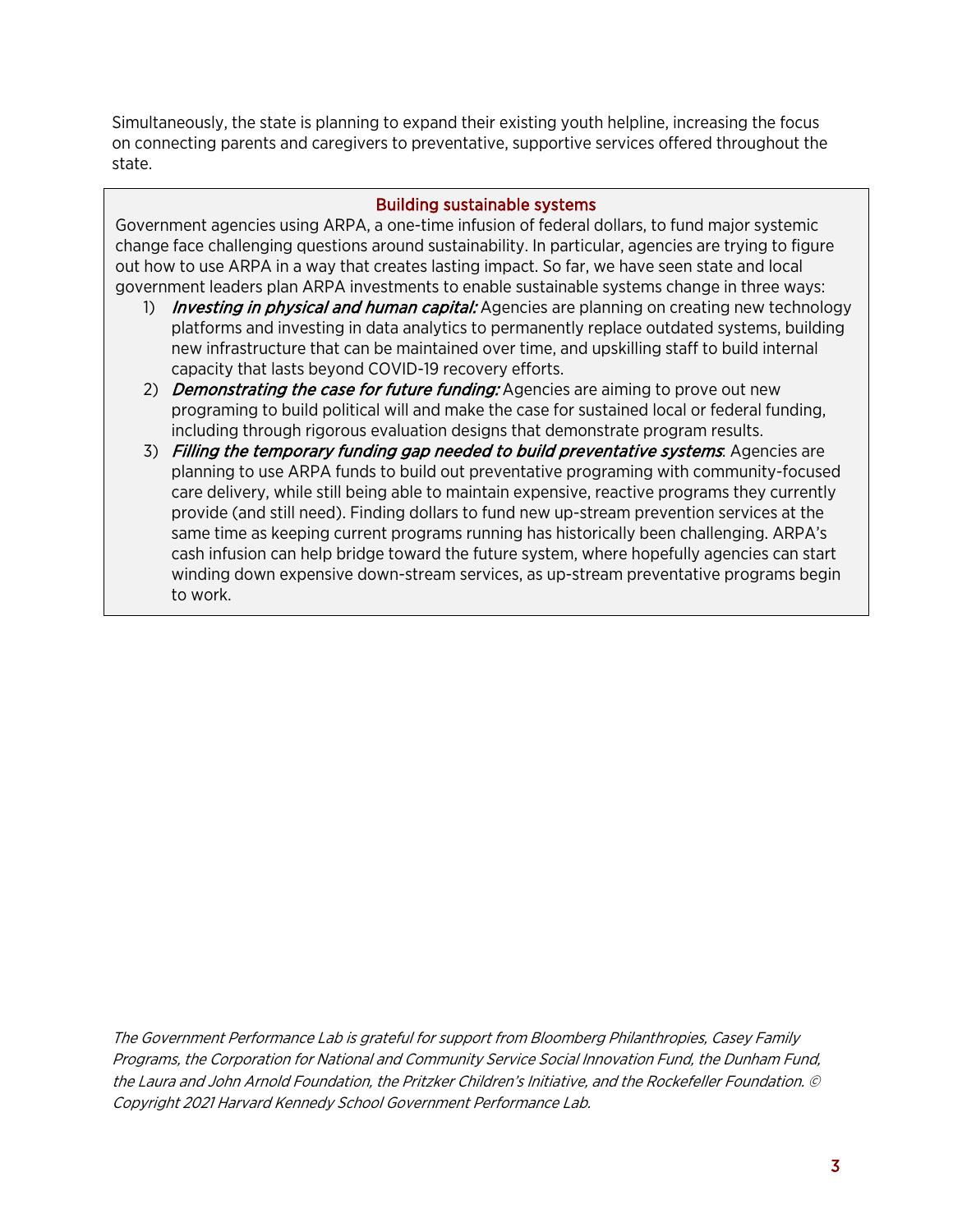Simultaneously, the state is planning to expand their existing youth helpline, increasing the focus on connecting parents and caregivers to preventative, supportive services offered throughout the state.

### Building sustainable systems

Government agencies using ARPA, a one-time infusion of federal dollars, to fund major systemic change face challenging questions around sustainability. In particular, agencies are trying to figure out how to use ARPA in a way that creates lasting impact. So far, we have seen state and local government leaders plan ARPA investments to enable sustainable systems change in three ways:

1) ***Investing in physical and human capital:*** Agencies are planning on creating new technology platforms and investing in data analytics to permanently replace outdated systems, building new infrastructure that can be maintained over time, and upskilling staff to build internal capacity that lasts beyond COVID-19 recovery efforts.
2) ***Demonstrating the case for future funding:*** Agencies are aiming to prove out new programing to build political will and make the case for sustained local or federal funding, including through rigorous evaluation designs that demonstrate program results.
3) ***Filling the temporary funding gap needed to build preventative systems***: Agencies are planning to use ARPA funds to build out preventative programing with community-focused care delivery, while still being able to maintain expensive, reactive programs they currently provide (and still need). Finding dollars to fund new up-stream prevention services at the same time as keeping current programs running has historically been challenging. ARPA's cash infusion can help bridge toward the future system, where hopefully agencies can start winding down expensive down-stream services, as up-stream preventative programs begin to work.

*The Government Performance Lab is grateful for support from Bloomberg Philanthropies, Casey Family Programs, the Corporation for National and Community Service Social Innovation Fund, the Dunham Fund, the Laura and John Arnold Foundation, the Pritzker Children's Initiative, and the Rockefeller Foundation. © Copyright 2021 Harvard Kennedy School Government Performance Lab.*